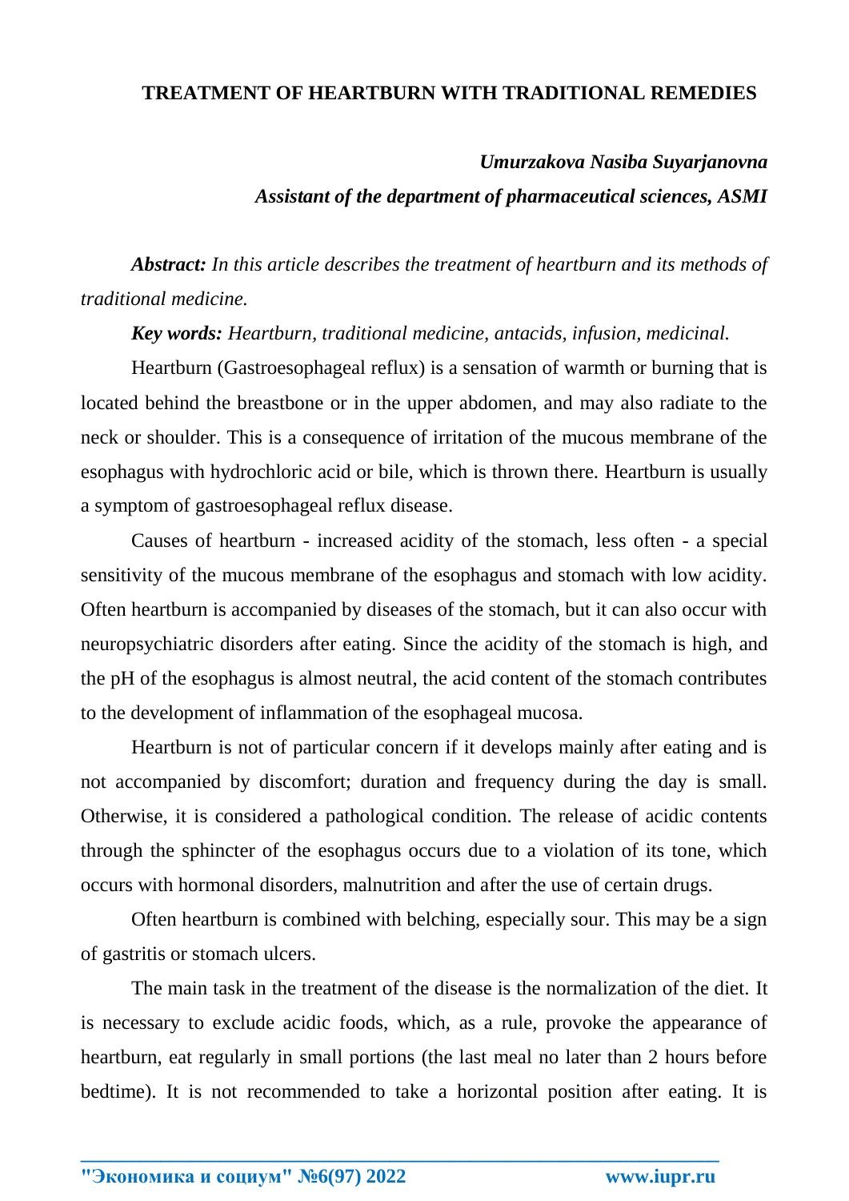# TREATMENT OF HEARTBURN WITH TRADITIONAL REMEDIES

***Umurzakova Nasiba Suyarjanovna***

***Assistant of the department of pharmaceutical sciences, ASMI***

***Abstract:*** *In this article describes the treatment of heartburn and its methods of traditional medicine.*

***Key words:*** *Heartburn, traditional medicine, antacids, infusion, medicinal.*

Heartburn (Gastroesophageal reflux) is a sensation of warmth or burning that is located behind the breastbone or in the upper abdomen, and may also radiate to the neck or shoulder. This is a consequence of irritation of the mucous membrane of the esophagus with hydrochloric acid or bile, which is thrown there. Heartburn is usually a symptom of gastroesophageal reflux disease.

Causes of heartburn - increased acidity of the stomach, less often - a special sensitivity of the mucous membrane of the esophagus and stomach with low acidity. Often heartburn is accompanied by diseases of the stomach, but it can also occur with neuropsychiatric disorders after eating. Since the acidity of the stomach is high, and the pH of the esophagus is almost neutral, the acid content of the stomach contributes to the development of inflammation of the esophageal mucosa.

Heartburn is not of particular concern if it develops mainly after eating and is not accompanied by discomfort; duration and frequency during the day is small. Otherwise, it is considered a pathological condition. The release of acidic contents through the sphincter of the esophagus occurs due to a violation of its tone, which occurs with hormonal disorders, malnutrition and after the use of certain drugs.

Often heartburn is combined with belching, especially sour. This may be a sign of gastritis or stomach ulcers.

The main task in the treatment of the disease is the normalization of the diet. It is necessary to exclude acidic foods, which, as a rule, provoke the appearance of heartburn, eat regularly in small portions (the last meal no later than 2 hours before bedtime). It is not recommended to take a horizontal position after eating. It is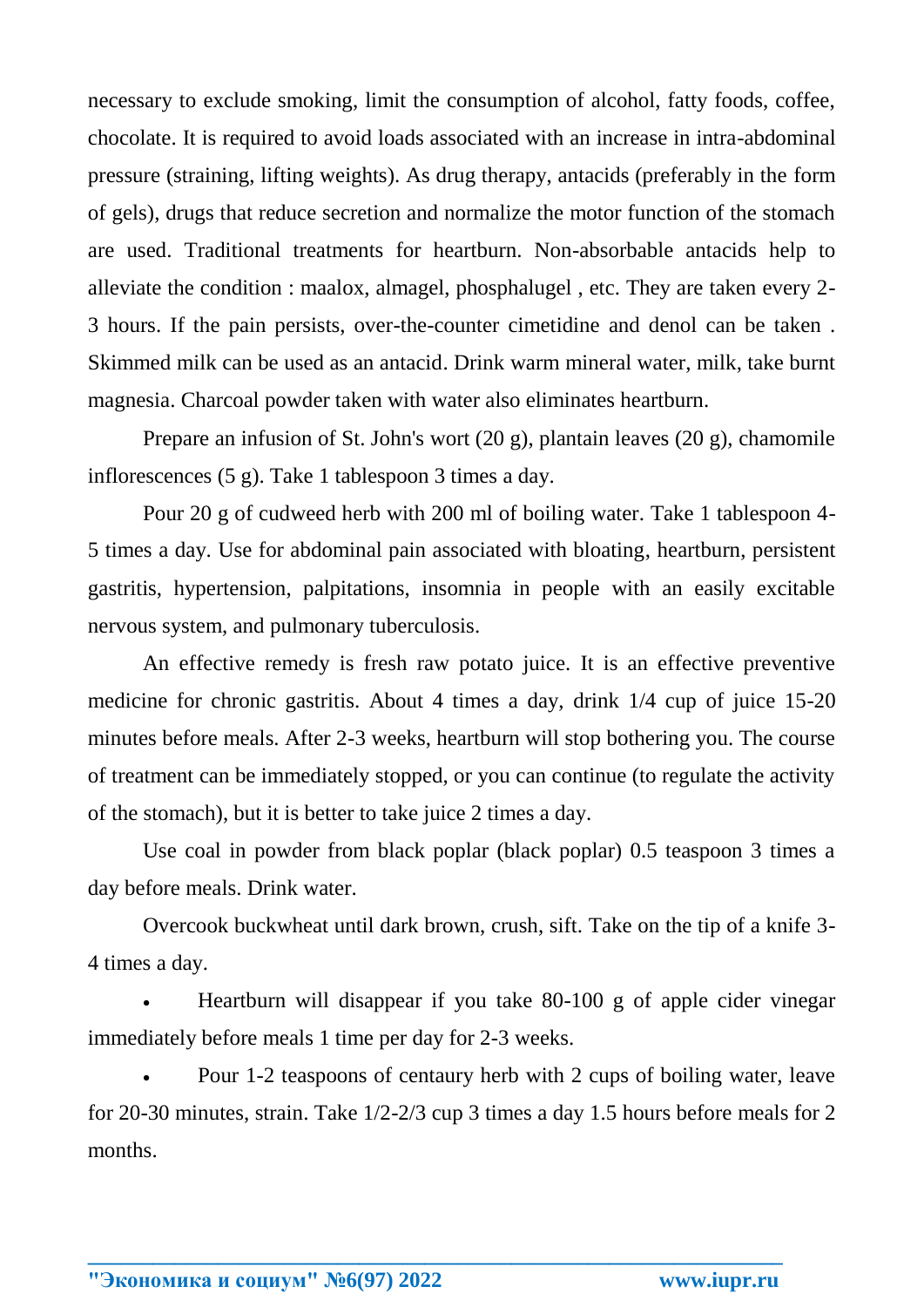necessary to exclude smoking, limit the consumption of alcohol, fatty foods, coffee, chocolate. It is required to avoid loads associated with an increase in intra-abdominal pressure (straining, lifting weights). As drug therapy, antacids (preferably in the form of gels), drugs that reduce secretion and normalize the motor function of the stomach are used. Traditional treatments for heartburn. Non-absorbable antacids help to alleviate the condition : maalox, almagel, phosphalugel , etc. They are taken every 2-3 hours. If the pain persists, over-the-counter cimetidine and denol can be taken . Skimmed milk can be used as an antacid. Drink warm mineral water, milk, take burnt magnesia. Charcoal powder taken with water also eliminates heartburn.

Prepare an infusion of St. John's wort (20 g), plantain leaves (20 g), chamomile inflorescences (5 g). Take 1 tablespoon 3 times a day.

Pour 20 g of cudweed herb with 200 ml of boiling water. Take 1 tablespoon 4-5 times a day. Use for abdominal pain associated with bloating, heartburn, persistent gastritis, hypertension, palpitations, insomnia in people with an easily excitable nervous system, and pulmonary tuberculosis.

An effective remedy is fresh raw potato juice. It is an effective preventive medicine for chronic gastritis. About 4 times a day, drink 1/4 cup of juice 15-20 minutes before meals. After 2-3 weeks, heartburn will stop bothering you. The course of treatment can be immediately stopped, or you can continue (to regulate the activity of the stomach), but it is better to take juice 2 times a day.

Use coal in powder from black poplar (black poplar) 0.5 teaspoon 3 times a day before meals. Drink water.

Overcook buckwheat until dark brown, crush, sift. Take on the tip of a knife 3-4 times a day.

- Heartburn will disappear if you take 80-100 g of apple cider vinegar immediately before meals 1 time per day for 2-3 weeks.
- Pour 1-2 teaspoons of centaury herb with 2 cups of boiling water, leave for 20-30 minutes, strain. Take 1/2-2/3 cup 3 times a day 1.5 hours before meals for 2 months.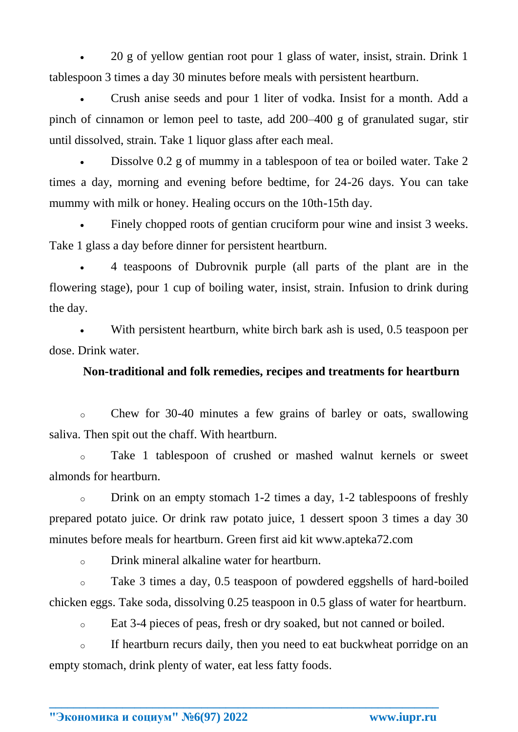- 20 g of yellow gentian root pour 1 glass of water, insist, strain. Drink 1 tablespoon 3 times a day 30 minutes before meals with persistent heartburn.
- Crush anise seeds and pour 1 liter of vodka. Insist for a month. Add a pinch of cinnamon or lemon peel to taste, add 200–400 g of granulated sugar, stir until dissolved, strain. Take 1 liquor glass after each meal.
- Dissolve 0.2 g of mummy in a tablespoon of tea or boiled water. Take 2 times a day, morning and evening before bedtime, for 24-26 days. You can take mummy with milk or honey. Healing occurs on the 10th-15th day.
- Finely chopped roots of gentian cruciform pour wine and insist 3 weeks. Take 1 glass a day before dinner for persistent heartburn.
- 4 teaspoons of Dubrovnik purple (all parts of the plant are in the flowering stage), pour 1 cup of boiling water, insist, strain. Infusion to drink during the day.
- With persistent heartburn, white birch bark ash is used, 0.5 teaspoon per dose. Drink water.

**Non-traditional and folk remedies, recipes and treatments for heartburn**

- Chew for 30-40 minutes a few grains of barley or oats, swallowing saliva. Then spit out the chaff. With heartburn.
- Take 1 tablespoon of crushed or mashed walnut kernels or sweet almonds for heartburn.
- Drink on an empty stomach 1-2 times a day, 1-2 tablespoons of freshly prepared potato juice. Or drink raw potato juice, 1 dessert spoon 3 times a day 30 minutes before meals for heartburn. Green first aid kit www.apteka72.com
- Drink mineral alkaline water for heartburn.
- Take 3 times a day, 0.5 teaspoon of powdered eggshells of hard-boiled chicken eggs. Take soda, dissolving 0.25 teaspoon in 0.5 glass of water for heartburn.
- Eat 3-4 pieces of peas, fresh or dry soaked, but not canned or boiled.
- If heartburn recurs daily, then you need to eat buckwheat porridge on an empty stomach, drink plenty of water, eat less fatty foods.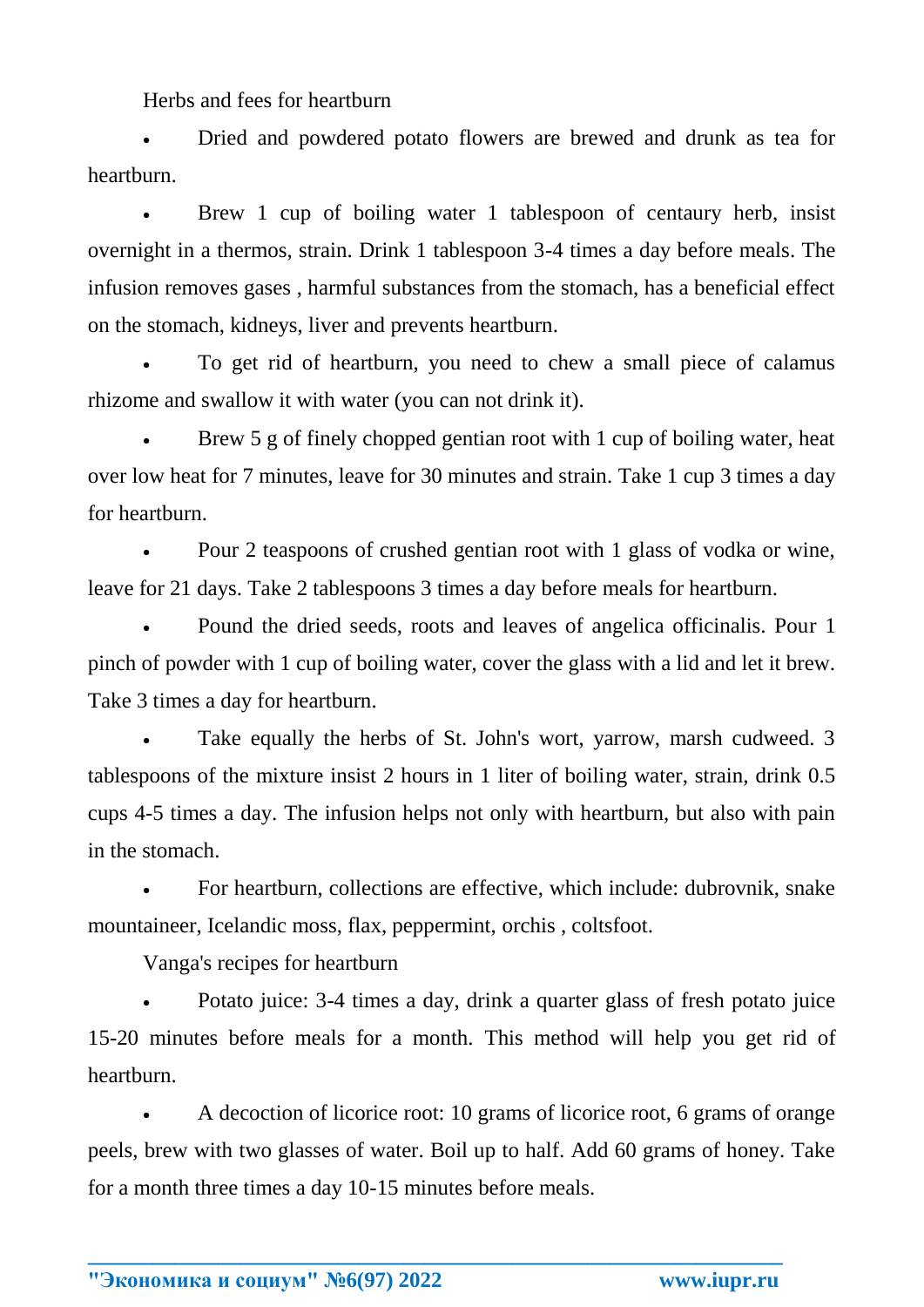Herbs and fees for heartburn

- Dried and powdered potato flowers are brewed and drunk as tea for heartburn.
- Brew 1 cup of boiling water 1 tablespoon of centaury herb, insist overnight in a thermos, strain. Drink 1 tablespoon 3-4 times a day before meals. The infusion removes gases , harmful substances from the stomach, has a beneficial effect on the stomach, kidneys, liver and prevents heartburn.
- To get rid of heartburn, you need to chew a small piece of calamus rhizome and swallow it with water (you can not drink it).
- Brew 5 g of finely chopped gentian root with 1 cup of boiling water, heat over low heat for 7 minutes, leave for 30 minutes and strain. Take 1 cup 3 times a day for heartburn.
- Pour 2 teaspoons of crushed gentian root with 1 glass of vodka or wine, leave for 21 days. Take 2 tablespoons 3 times a day before meals for heartburn.
- Pound the dried seeds, roots and leaves of angelica officinalis. Pour 1 pinch of powder with 1 cup of boiling water, cover the glass with a lid and let it brew. Take 3 times a day for heartburn.
- Take equally the herbs of St. John's wort, yarrow, marsh cudweed. 3 tablespoons of the mixture insist 2 hours in 1 liter of boiling water, strain, drink 0.5 cups 4-5 times a day. The infusion helps not only with heartburn, but also with pain in the stomach.
- For heartburn, collections are effective, which include: dubrovnik, snake mountaineer, Icelandic moss, flax, peppermint, orchis , coltsfoot.

Vanga's recipes for heartburn

- Potato juice: 3-4 times a day, drink a quarter glass of fresh potato juice 15-20 minutes before meals for a month. This method will help you get rid of heartburn.
- A decoction of licorice root: 10 grams of licorice root, 6 grams of orange peels, brew with two glasses of water. Boil up to half. Add 60 grams of honey. Take for a month three times a day 10-15 minutes before meals.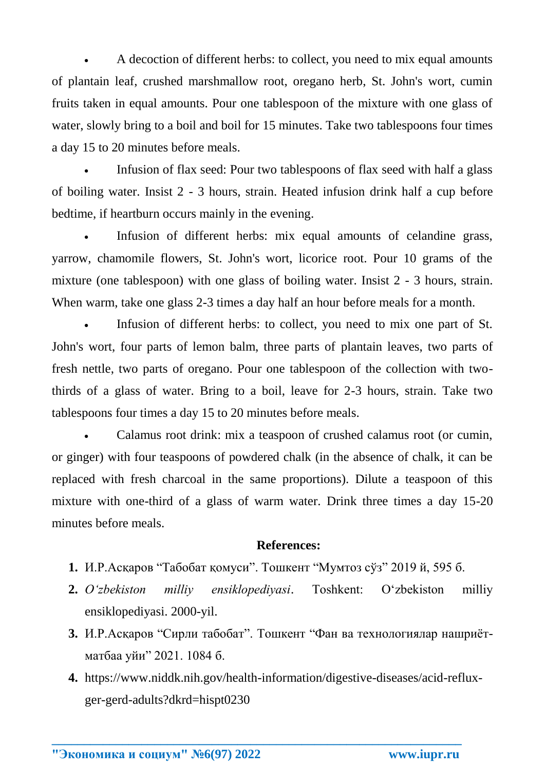- A decoction of different herbs: to collect, you need to mix equal amounts of plantain leaf, crushed marshmallow root, oregano herb, St. John's wort, cumin fruits taken in equal amounts. Pour one tablespoon of the mixture with one glass of water, slowly bring to a boil and boil for 15 minutes. Take two tablespoons four times a day 15 to 20 minutes before meals.
- Infusion of flax seed: Pour two tablespoons of flax seed with half a glass of boiling water. Insist 2 - 3 hours, strain. Heated infusion drink half a cup before bedtime, if heartburn occurs mainly in the evening.
- Infusion of different herbs: mix equal amounts of celandine grass, yarrow, chamomile flowers, St. John's wort, licorice root. Pour 10 grams of the mixture (one tablespoon) with one glass of boiling water. Insist 2 - 3 hours, strain. When warm, take one glass 2-3 times a day half an hour before meals for a month.
- Infusion of different herbs: to collect, you need to mix one part of St. John's wort, four parts of lemon balm, three parts of plantain leaves, two parts of fresh nettle, two parts of oregano. Pour one tablespoon of the collection with two-thirds of a glass of water. Bring to a boil, leave for 2-3 hours, strain. Take two tablespoons four times a day 15 to 20 minutes before meals.
- Calamus root drink: mix a teaspoon of crushed calamus root (or cumin, or ginger) with four teaspoons of powdered chalk (in the absence of chalk, it can be replaced with fresh charcoal in the same proportions). Dilute a teaspoon of this mixture with one-third of a glass of warm water. Drink three times a day 15-20 minutes before meals.

**References:**

1. И.Р.Асқаров "Табобат қомуси". Тошкент "Мумтоз сўз" 2019 й, 595 б.
2. *O'zbekiston milliy ensiklopediyasi*. Toshkent: O'zbekiston milliy ensiklopediyasi. 2000-yil.
3. И.Р.Асқаров "Сирли табобат". Тошкент "Фан ва технологиялар нашриёт-матбаа уйи" 2021. 1084 б.
4. https://www.niddk.nih.gov/health-information/digestive-diseases/acid-reflux-ger-gerd-adults?dkrd=hispt0230